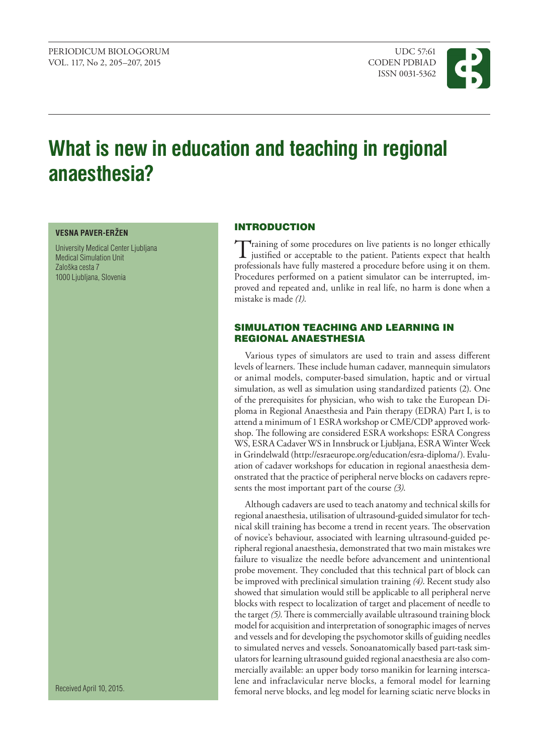# What is new in education and teaching in regional anaesthesia?

**VESNA PAVER-ERŽEN**

University Medical Center Ljubljana
Medical Simulation Unit
Zaloška cesta 7
1000 Ljubljana, Slovenia

Received April 10, 2015.

## INTRODUCTION

Training of some procedures on live patients is no longer ethically justified or acceptable to the patient. Patients expect that health professionals have fully mastered a procedure before using it on them. Procedures performed on a patient simulator can be interrupted, improved and repeated and, unlike in real life, no harm is done when a mistake is made *(1)*.

## SIMULATION TEACHING AND LEARNING IN REGIONAL ANAESTHESIA

Various types of simulators are used to train and assess different levels of learners. These include human cadaver, mannequin simulators or animal models, computer-based simulation, haptic and or virtual simulation, as well as simulation using standardized patients (2). One of the prerequisites for physician, who wish to take the European Diploma in Regional Anaesthesia and Pain therapy (EDRA) Part I, is to attend a minimum of 1 ESRA workshop or CME/CDP approved workshop. The following are considered ESRA workshops: ESRA Congress WS, ESRA Cadaver WS in Innsbruck or Ljubljana, ESRA Winter Week in Grindelwald (http://esraeurope.org/education/esra-diploma/). Evaluation of cadaver workshops for education in regional anaesthesia demonstrated that the practice of peripheral nerve blocks on cadavers represents the most important part of the course *(3)*.

Although cadavers are used to teach anatomy and technical skills for regional anaesthesia, utilisation of ultrasound-guided simulator for technical skill training has become a trend in recent years. The observation of novice's behaviour, associated with learning ultrasound-guided peripheral regional anaesthesia, demonstrated that two main mistakes wre failure to visualize the needle before advancement and unintentional probe movement. They concluded that this technical part of block can be improved with preclinical simulation training *(4)*. Recent study also showed that simulation would still be applicable to all peripheral nerve blocks with respect to localization of target and placement of needle to the target *(5)*. There is commercially available ultrasound training block model for acquisition and interpretation of sonographic images of nerves and vessels and for developing the psychomotor skills of guiding needles to simulated nerves and vessels. Sonoanatomically based part-task simulators for learning ultrasound guided regional anaesthesia are also commercially available: an upper body torso manikin for learning interscalene and infraclavicular nerve blocks, a femoral model for learning femoral nerve blocks, and leg model for learning sciatic nerve blocks in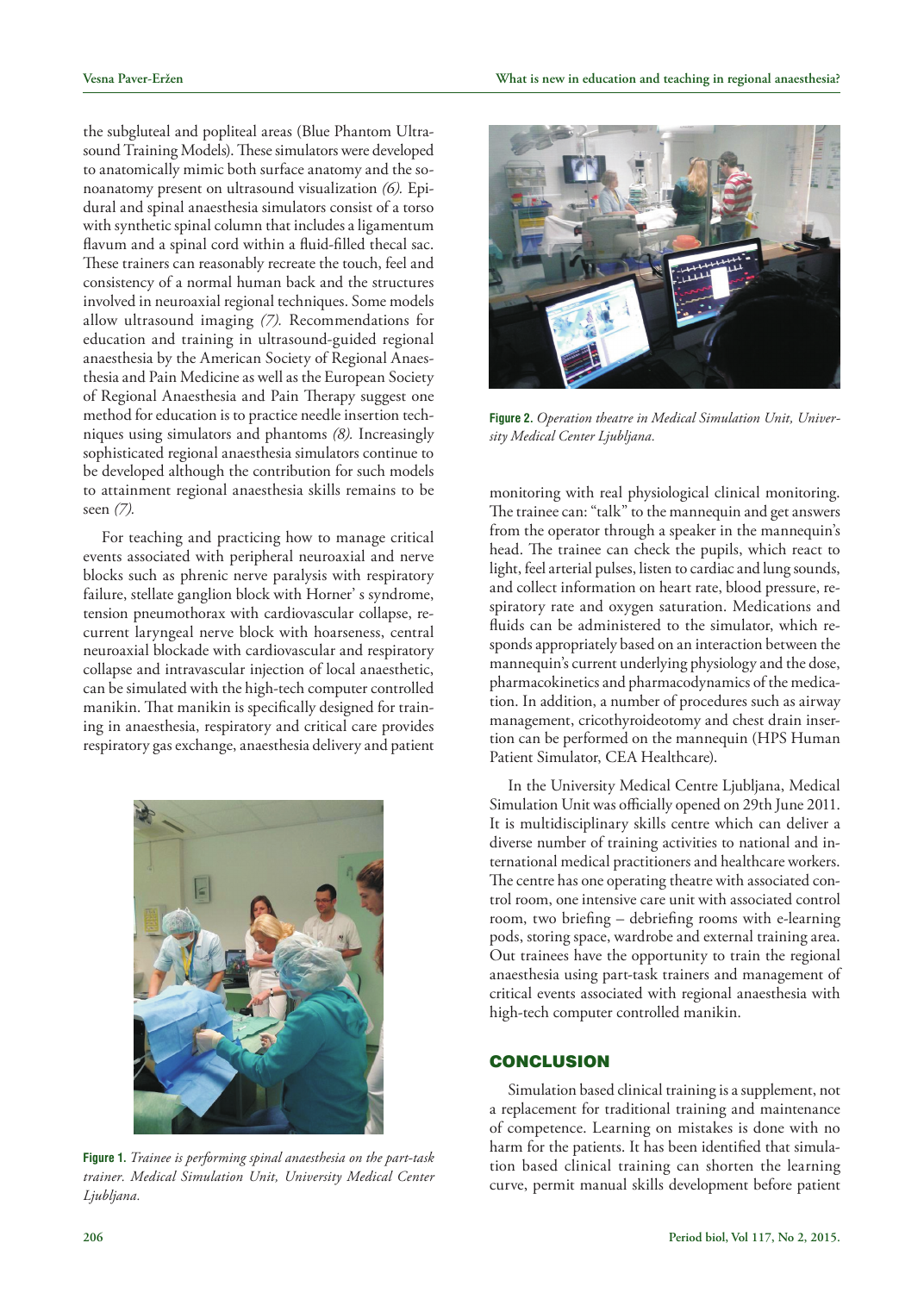the subgluteal and popliteal areas (Blue Phantom Ultrasound Training Models). These simulators were developed to anatomically mimic both surface anatomy and the sonoanatomy present on ultrasound visualization *(6)*. Epidural and spinal anaesthesia simulators consist of a torso with synthetic spinal column that includes a ligamentum flavum and a spinal cord within a fluid-filled thecal sac. These trainers can reasonably recreate the touch, feel and consistency of a normal human back and the structures involved in neuroaxial regional techniques. Some models allow ultrasound imaging *(7)*. Recommendations for education and training in ultrasound-guided regional anaesthesia by the American Society of Regional Anaesthesia and Pain Medicine as well as the European Society of Regional Anaesthesia and Pain Therapy suggest one method for education is to practice needle insertion techniques using simulators and phantoms *(8)*. Increasingly sophisticated regional anaesthesia simulators continue to be developed although the contribution for such models to attainment regional anaesthesia skills remains to be seen *(7)*.

For teaching and practicing how to manage critical events associated with peripheral neuroaxial and nerve blocks such as phrenic nerve paralysis with respiratory failure, stellate ganglion block with Horner' s syndrome, tension pneumothorax with cardiovascular collapse, recurrent laryngeal nerve block with hoarseness, central neuroaxial blockade with cardiovascular and respiratory collapse and intravascular injection of local anaesthetic, can be simulated with the high-tech computer controlled manikin. That manikin is specifically designed for training in anaesthesia, respiratory and critical care provides respiratory gas exchange, anaesthesia delivery and patient monitoring with real physiological clinical monitoring. The trainee can: "talk" to the mannequin and get answers from the operator through a speaker in the mannequin's head. The trainee can check the pupils, which react to light, feel arterial pulses, listen to cardiac and lung sounds, and collect information on heart rate, blood pressure, respiratory rate and oxygen saturation. Medications and fluids can be administered to the simulator, which responds appropriately based on an interaction between the mannequin's current underlying physiology and the dose, pharmacokinetics and pharmacodynamics of the medication. In addition, a number of procedures such as airway management, cricothyroideotomy and chest drain insertion can be performed on the mannequin (HPS Human Patient Simulator, CEA Healthcare).

**Figure 1.** *Trainee is performing spinal anaesthesia on the part-task trainer. Medical Simulation Unit, University Medical Center Ljubljana.*

**Figure 2.** *Operation theatre in Medical Simulation Unit, University Medical Center Ljubljana.*

In the University Medical Centre Ljubljana, Medical Simulation Unit was officially opened on 29th June 2011. It is multidisciplinary skills centre which can deliver a diverse number of training activities to national and international medical practitioners and healthcare workers. The centre has one operating theatre with associated control room, one intensive care unit with associated control room, two briefing – debriefing rooms with e-learning pods, storing space, wardrobe and external training area. Out trainees have the opportunity to train the regional anaesthesia using part-task trainers and management of critical events associated with regional anaesthesia with high-tech computer controlled manikin.

## CONCLUSION

Simulation based clinical training is a supplement, not a replacement for traditional training and maintenance of competence. Learning on mistakes is done with no harm for the patients. It has been identified that simulation based clinical training can shorten the learning curve, permit manual skills development before patient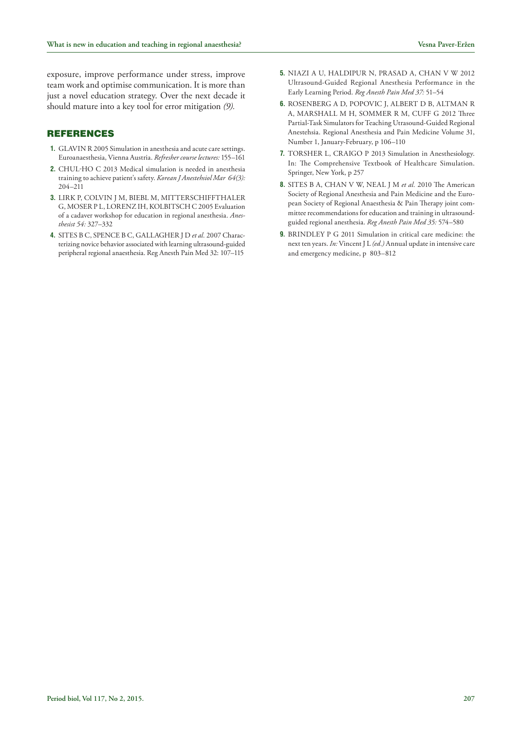exposure, improve performance under stress, improve team work and optimise communication. It is more than just a novel education strategy. Over the next decade it should mature into a key tool for error mitigation *(9).*

## REFERENCES

1. GLAVIN R 2005 Simulation in anesthesia and acute care settings. Euroanaesthesia, Vienna Austria. *Refresher course lectures:* 155–161
2. CHUL-HO C 2013 Medical simulation is needed in anesthesia training to achieve patient's safety. *Korean J Anestehsiol Mar 64(3):* 204–211
3. LIRK P, COLVIN J M, BIEBL M, MITTERSCHIFFTHALER G, MOSER P L, LORENZ IH, KOLBITSCH C 2005 Evaluation of a cadaver workshop for education in regional anesthesia. *Anesthesist 54:* 327–332
4. SITES B C, SPENCE B C, GALLAGHER J D *et al.* 2007 Characterizing novice behavior associated with learning ultrasound-guided peripheral regional anaesthesia. Reg Anesth Pain Med 32: 107–115
5. NIAZI A U, HALDIPUR N, PRASAD A, CHAN V W 2012 Ultrasound-Guided Regional Anesthesia Performance in the Early Learning Period. *Reg Anesth Pain Med 37:* 51–54
6. ROSENBERG A D, POPOVIC J, ALBERT D B, ALTMAN R A, MARSHALL M H, SOMMER R M, CUFF G 2012 Three Partial-Task Simulators for Teaching Utrasound-Guided Regional Anestehsia. Regional Anesthesia and Pain Medicine Volume 31, Number 1, January-February, p 106–110
7. TORSHER L, CRAIGO P 2013 Simulation in Anesthesiology. In: The Comprehensive Textbook of Healthcare Simulation. Springer, New York, p 257
8. SITES B A, CHAN V W, NEAL J M *et al.* 2010 The American Society of Regional Anesthesia and Pain Medicine and the European Society of Regional Anaesthesia & Pain Therapy joint committee recommendations for education and training in ultrasound-guided regional anesthesia. *Reg Anesth Pain Med 35:* 574–580
9. BRINDLEY P G 2011 Simulation in critical care medicine: the next ten years. *In:* Vincent J L *(ed.)* Annual update in intensive care and emergency medicine, p 803–812